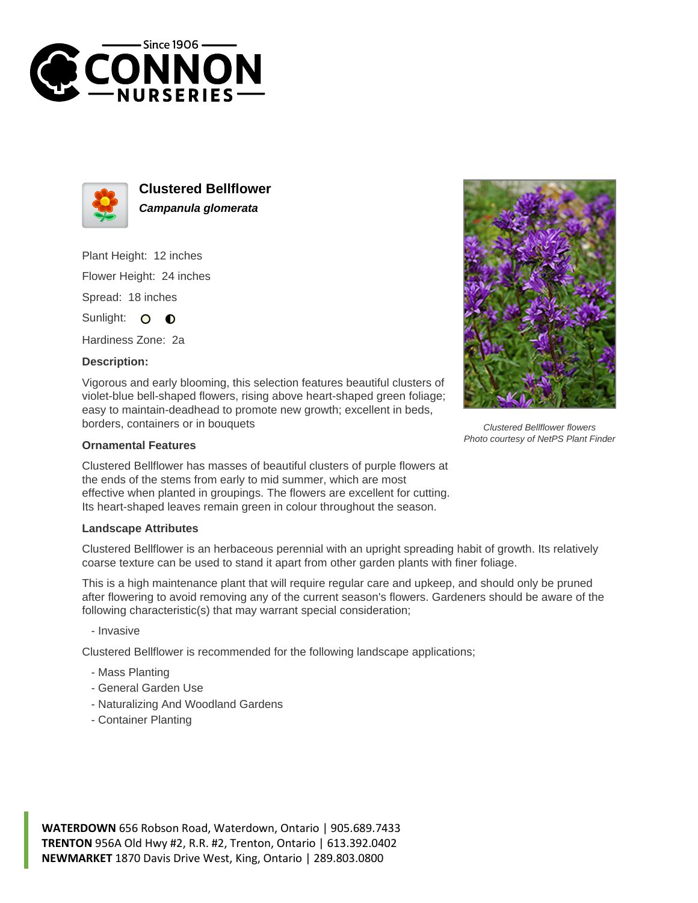# Clustered Bellflower

***Campanula glomerata***

Plant Height: 12 inches

Flower Height: 24 inches

Spread: 18 inches

Sunlight:

Hardiness Zone: 2a

**Description:**

Vigorous and early blooming, this selection features beautiful clusters of violet-blue bell-shaped flowers, rising above heart-shaped green foliage; easy to maintain-deadhead to promote new growth; excellent in beds, borders, containers or in bouquets

*Clustered Bellflower flowers*
*Photo courtesy of NetPS Plant Finder*

**Ornamental Features**

Clustered Bellflower has masses of beautiful clusters of purple flowers at the ends of the stems from early to mid summer, which are most effective when planted in groupings. The flowers are excellent for cutting. Its heart-shaped leaves remain green in colour throughout the season.

**Landscape Attributes**

Clustered Bellflower is an herbaceous perennial with an upright spreading habit of growth. Its relatively coarse texture can be used to stand it apart from other garden plants with finer foliage.

This is a high maintenance plant that will require regular care and upkeep, and should only be pruned after flowering to avoid removing any of the current season's flowers. Gardeners should be aware of the following characteristic(s) that may warrant special consideration;

- Invasive

Clustered Bellflower is recommended for the following landscape applications;

- Mass Planting
- General Garden Use
- Naturalizing And Woodland Gardens
- Container Planting

**WATERDOWN** 656 Robson Road, Waterdown, Ontario | 905.689.7433
**TRENTON** 956A Old Hwy #2, R.R. #2, Trenton, Ontario | 613.392.0402
**NEWMARKET** 1870 Davis Drive West, King, Ontario | 289.803.0800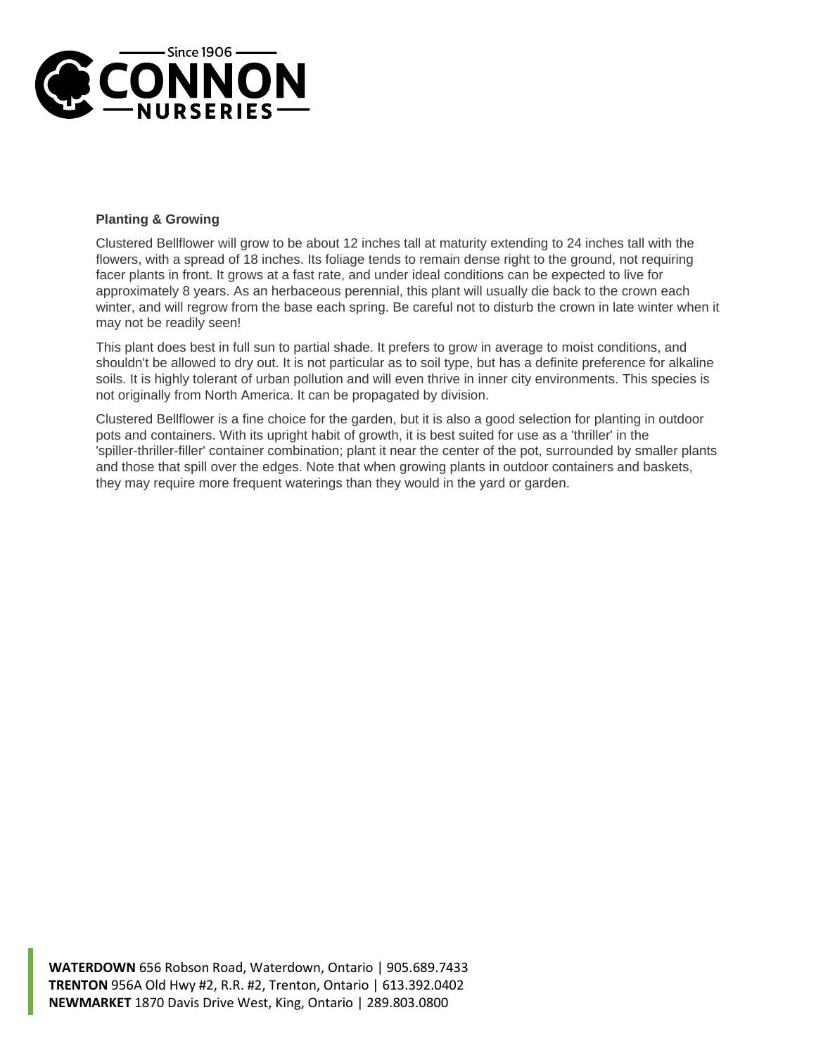### Planting & Growing

Clustered Bellflower will grow to be about 12 inches tall at maturity extending to 24 inches tall with the flowers, with a spread of 18 inches. Its foliage tends to remain dense right to the ground, not requiring facer plants in front. It grows at a fast rate, and under ideal conditions can be expected to live for approximately 8 years. As an herbaceous perennial, this plant will usually die back to the crown each winter, and will regrow from the base each spring. Be careful not to disturb the crown in late winter when it may not be readily seen!

This plant does best in full sun to partial shade. It prefers to grow in average to moist conditions, and shouldn't be allowed to dry out. It is not particular as to soil type, but has a definite preference for alkaline soils. It is highly tolerant of urban pollution and will even thrive in inner city environments. This species is not originally from North America. It can be propagated by division.

Clustered Bellflower is a fine choice for the garden, but it is also a good selection for planting in outdoor pots and containers. With its upright habit of growth, it is best suited for use as a 'thriller' in the 'spiller-thriller-filler' container combination; plant it near the center of the pot, surrounded by smaller plants and those that spill over the edges. Note that when growing plants in outdoor containers and baskets, they may require more frequent waterings than they would in the yard or garden.